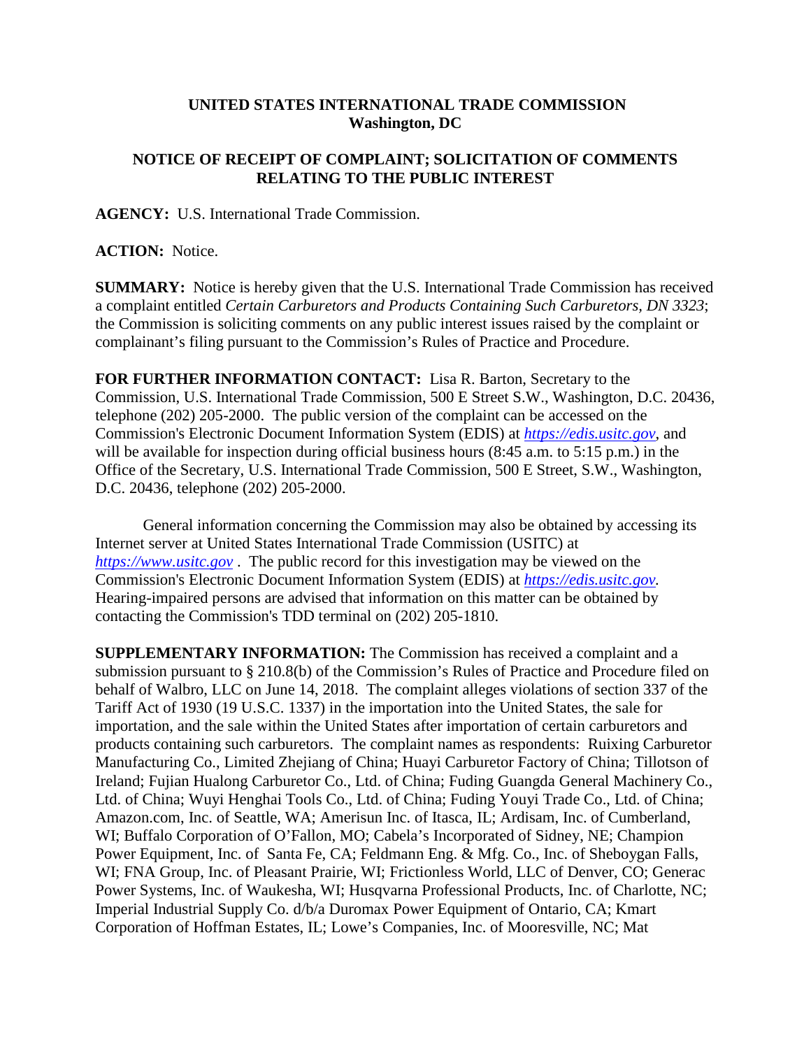**UNITED STATES INTERNATIONAL TRADE COMMISSION**
**Washington, DC**

**NOTICE OF RECEIPT OF COMPLAINT; SOLICITATION OF COMMENTS RELATING TO THE PUBLIC INTEREST**

**AGENCY:** U.S. International Trade Commission.

**ACTION:** Notice.

**SUMMARY:** Notice is hereby given that the U.S. International Trade Commission has received a complaint entitled *Certain Carburetors and Products Containing Such Carburetors, DN 3323*; the Commission is soliciting comments on any public interest issues raised by the complaint or complainant's filing pursuant to the Commission's Rules of Practice and Procedure.

**FOR FURTHER INFORMATION CONTACT:** Lisa R. Barton, Secretary to the Commission, U.S. International Trade Commission, 500 E Street S.W., Washington, D.C. 20436, telephone (202) 205-2000. The public version of the complaint can be accessed on the Commission's Electronic Document Information System (EDIS) at *https://edis.usitc.gov*, and will be available for inspection during official business hours (8:45 a.m. to 5:15 p.m.) in the Office of the Secretary, U.S. International Trade Commission, 500 E Street, S.W., Washington, D.C. 20436, telephone (202) 205-2000.

General information concerning the Commission may also be obtained by accessing its Internet server at United States International Trade Commission (USITC) at *https://www.usitc.gov* . The public record for this investigation may be viewed on the Commission's Electronic Document Information System (EDIS) at *https://edis.usitc.gov.* Hearing-impaired persons are advised that information on this matter can be obtained by contacting the Commission's TDD terminal on (202) 205-1810.

**SUPPLEMENTARY INFORMATION:** The Commission has received a complaint and a submission pursuant to § 210.8(b) of the Commission's Rules of Practice and Procedure filed on behalf of Walbro, LLC on June 14, 2018. The complaint alleges violations of section 337 of the Tariff Act of 1930 (19 U.S.C. 1337) in the importation into the United States, the sale for importation, and the sale within the United States after importation of certain carburetors and products containing such carburetors. The complaint names as respondents: Ruixing Carburetor Manufacturing Co., Limited Zhejiang of China; Huayi Carburetor Factory of China; Tillotson of Ireland; Fujian Hualong Carburetor Co., Ltd. of China; Fuding Guangda General Machinery Co., Ltd. of China; Wuyi Henghai Tools Co., Ltd. of China; Fuding Youyi Trade Co., Ltd. of China; Amazon.com, Inc. of Seattle, WA; Amerisun Inc. of Itasca, IL; Ardisam, Inc. of Cumberland, WI; Buffalo Corporation of O'Fallon, MO; Cabela's Incorporated of Sidney, NE; Champion Power Equipment, Inc. of Santa Fe, CA; Feldmann Eng. & Mfg. Co., Inc. of Sheboygan Falls, WI; FNA Group, Inc. of Pleasant Prairie, WI; Frictionless World, LLC of Denver, CO; Generac Power Systems, Inc. of Waukesha, WI; Husqvarna Professional Products, Inc. of Charlotte, NC; Imperial Industrial Supply Co. d/b/a Duromax Power Equipment of Ontario, CA; Kmart Corporation of Hoffman Estates, IL; Lowe's Companies, Inc. of Mooresville, NC; Mat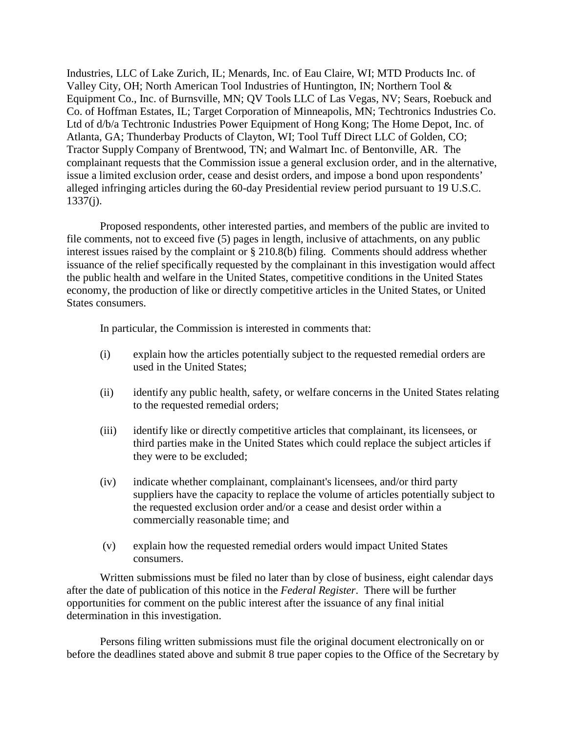Industries, LLC of Lake Zurich, IL; Menards, Inc. of Eau Claire, WI; MTD Products Inc. of Valley City, OH; North American Tool Industries of Huntington, IN; Northern Tool & Equipment Co., Inc. of Burnsville, MN; QV Tools LLC of Las Vegas, NV; Sears, Roebuck and Co. of Hoffman Estates, IL; Target Corporation of Minneapolis, MN; Techtronics Industries Co. Ltd of d/b/a Techtronic Industries Power Equipment of Hong Kong; The Home Depot, Inc. of Atlanta, GA; Thunderbay Products of Clayton, WI; Tool Tuff Direct LLC of Golden, CO; Tractor Supply Company of Brentwood, TN; and Walmart Inc. of Bentonville, AR. The complainant requests that the Commission issue a general exclusion order, and in the alternative, issue a limited exclusion order, cease and desist orders, and impose a bond upon respondents' alleged infringing articles during the 60-day Presidential review period pursuant to 19 U.S.C. 1337(j).

Proposed respondents, other interested parties, and members of the public are invited to file comments, not to exceed five (5) pages in length, inclusive of attachments, on any public interest issues raised by the complaint or § 210.8(b) filing. Comments should address whether issuance of the relief specifically requested by the complainant in this investigation would affect the public health and welfare in the United States, competitive conditions in the United States economy, the production of like or directly competitive articles in the United States, or United States consumers.

In particular, the Commission is interested in comments that:

(i) explain how the articles potentially subject to the requested remedial orders are used in the United States;

(ii) identify any public health, safety, or welfare concerns in the United States relating to the requested remedial orders;

(iii) identify like or directly competitive articles that complainant, its licensees, or third parties make in the United States which could replace the subject articles if they were to be excluded;

(iv) indicate whether complainant, complainant's licensees, and/or third party suppliers have the capacity to replace the volume of articles potentially subject to the requested exclusion order and/or a cease and desist order within a commercially reasonable time; and

(v) explain how the requested remedial orders would impact United States consumers.

Written submissions must be filed no later than by close of business, eight calendar days after the date of publication of this notice in the *Federal Register*. There will be further opportunities for comment on the public interest after the issuance of any final initial determination in this investigation.

Persons filing written submissions must file the original document electronically on or before the deadlines stated above and submit 8 true paper copies to the Office of the Secretary by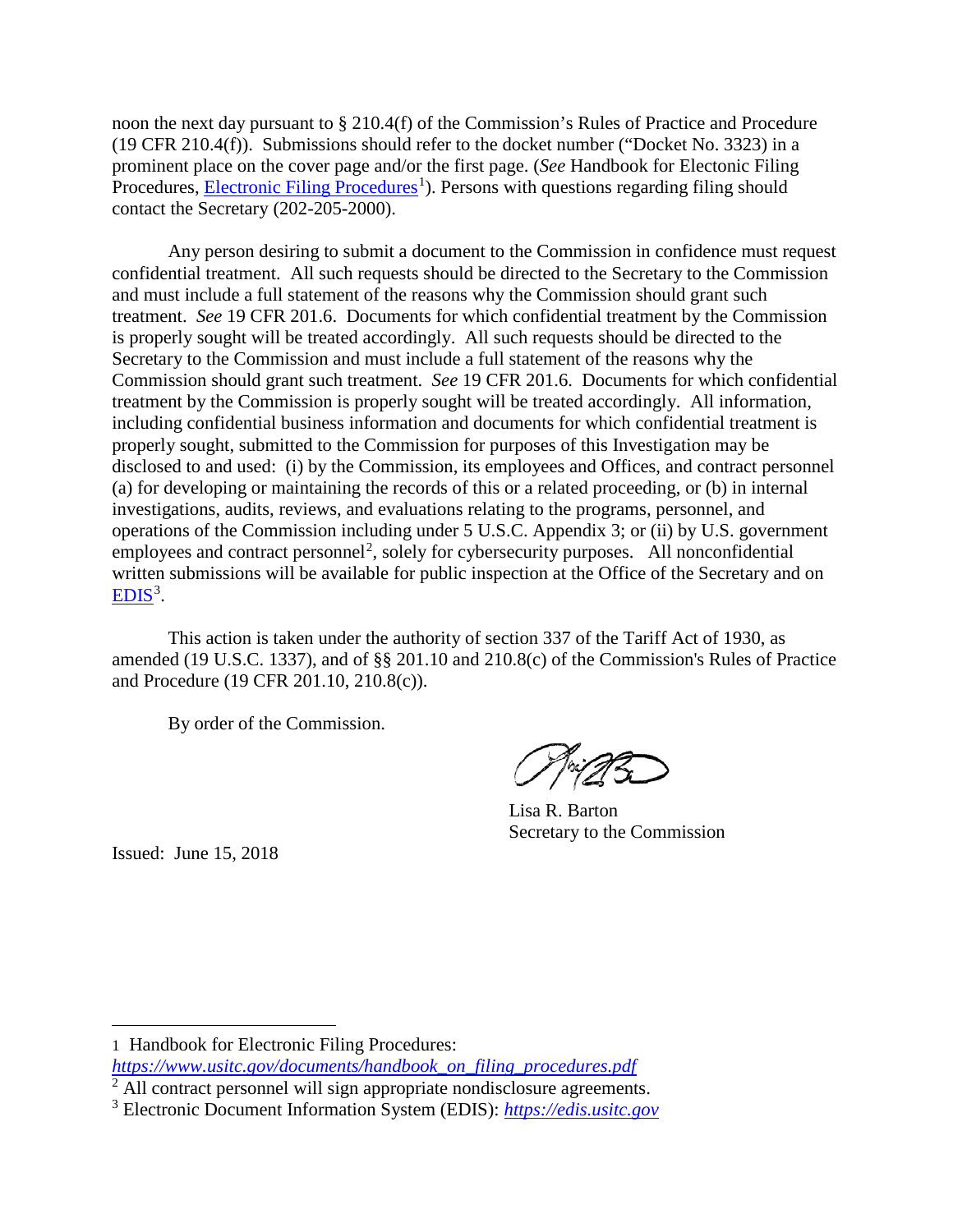noon the next day pursuant to § 210.4(f) of the Commission's Rules of Practice and Procedure (19 CFR 210.4(f)). Submissions should refer to the docket number ("Docket No. 3323) in a prominent place on the cover page and/or the first page. (*See* Handbook for Electonic Filing Procedures, Electronic Filing Procedures[1]). Persons with questions regarding filing should contact the Secretary (202-205-2000).

Any person desiring to submit a document to the Commission in confidence must request confidential treatment. All such requests should be directed to the Secretary to the Commission and must include a full statement of the reasons why the Commission should grant such treatment. *See* 19 CFR 201.6. Documents for which confidential treatment by the Commission is properly sought will be treated accordingly. All such requests should be directed to the Secretary to the Commission and must include a full statement of the reasons why the Commission should grant such treatment. *See* 19 CFR 201.6. Documents for which confidential treatment by the Commission is properly sought will be treated accordingly. All information, including confidential business information and documents for which confidential treatment is properly sought, submitted to the Commission for purposes of this Investigation may be disclosed to and used: (i) by the Commission, its employees and Offices, and contract personnel (a) for developing or maintaining the records of this or a related proceeding, or (b) in internal investigations, audits, reviews, and evaluations relating to the programs, personnel, and operations of the Commission including under 5 U.S.C. Appendix 3; or (ii) by U.S. government employees and contract personnel[2], solely for cybersecurity purposes. All nonconfidential written submissions will be available for public inspection at the Office of the Secretary and on EDIS[3].

This action is taken under the authority of section 337 of the Tariff Act of 1930, as amended (19 U.S.C. 1337), and of §§ 201.10 and 210.8(c) of the Commission's Rules of Practice and Procedure (19 CFR 201.10, 210.8(c)).

By order of the Commission.

Lisa R. Barton
Secretary to the Commission

Issued: June 15, 2018

---

1 Handbook for Electronic Filing Procedures: *https://www.usitc.gov/documents/handbook_on_filing_procedures.pdf*

2 All contract personnel will sign appropriate nondisclosure agreements.

3 Electronic Document Information System (EDIS): *https://edis.usitc.gov*